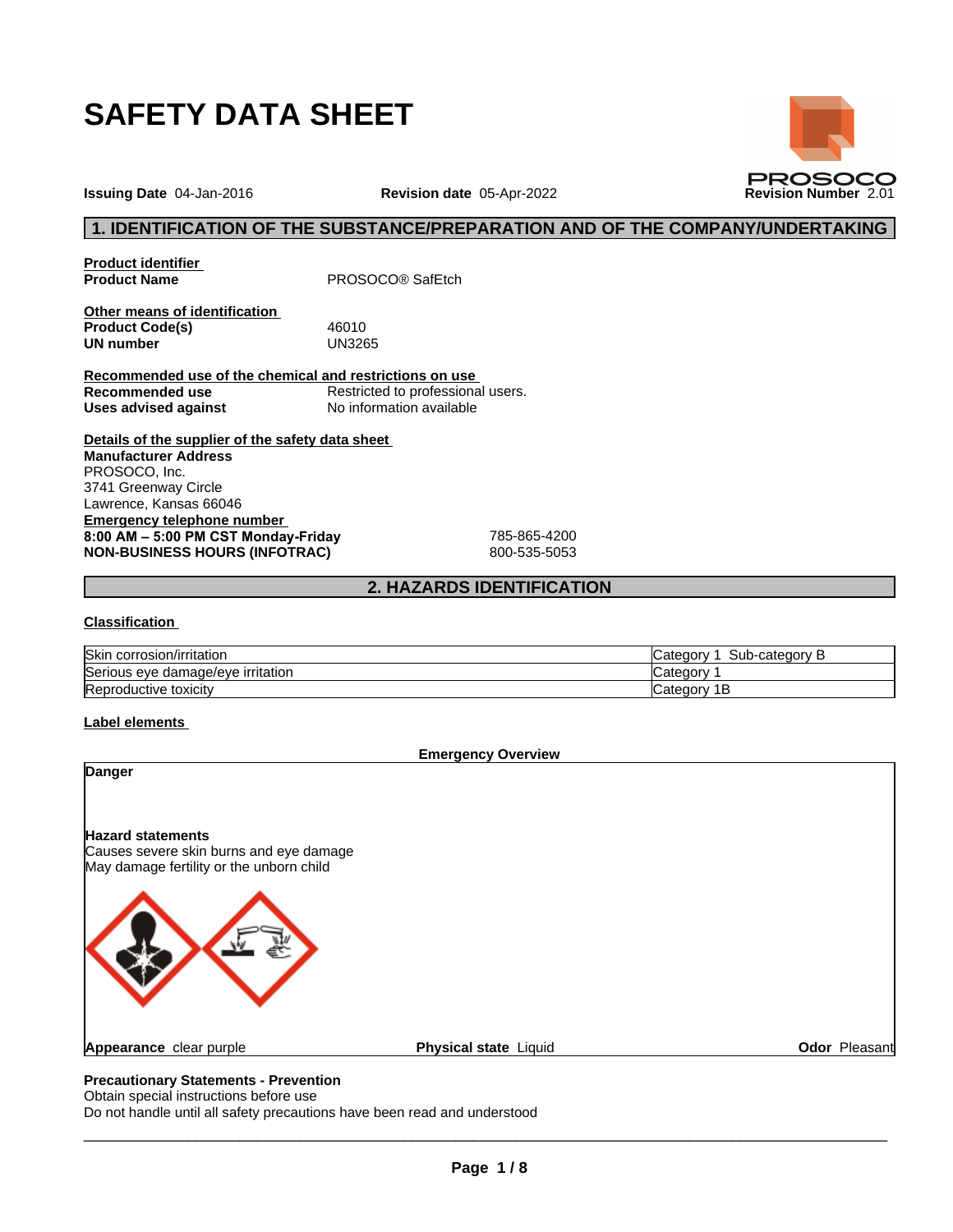# SAFETY DATA SHEET

**Issuing Date** 04-Jan-2016 **Revision date** 05-Apr-2022 **Revision Number** 2.01

PROSOCO

## 1. IDENTIFICATION OF THE SUBSTANCE/PREPARATION AND OF THE COMPANY/UNDERTAKING

**Product identifier**

**Product Name** PROSOCO® SafEtch

**Other means of identification**

**Product Code(s)** 46010

**UN number** UN3265

**Recommended use of the chemical and restrictions on use**

**Recommended use** Restricted to professional users.

**Uses advised against** No information available

**Details of the supplier of the safety data sheet**

**Manufacturer Address**

PROSOCO, Inc.
3741 Greenway Circle
Lawrence, Kansas 66046

**Emergency telephone number**

**8:00 AM – 5:00 PM CST Monday-Friday** 785-865-4200

**NON-BUSINESS HOURS (INFOTRAC)** 800-535-5053

## 2. HAZARDS IDENTIFICATION

**Classification**

| | |
|---|---|
| Skin corrosion/irritation | Category 1 Sub-category B |
| Serious eye damage/eye irritation | Category 1 |
| Reproductive toxicity | Category 1B |

**Label elements**

**Emergency Overview**

**Danger**

**Hazard statements**

Causes severe skin burns and eye damage

May damage fertility or the unborn child

**Appearance** clear purple **Physical state** Liquid **Odor** Pleasant

**Precautionary Statements - Prevention**

Obtain special instructions before use

Do not handle until all safety precautions have been read and understood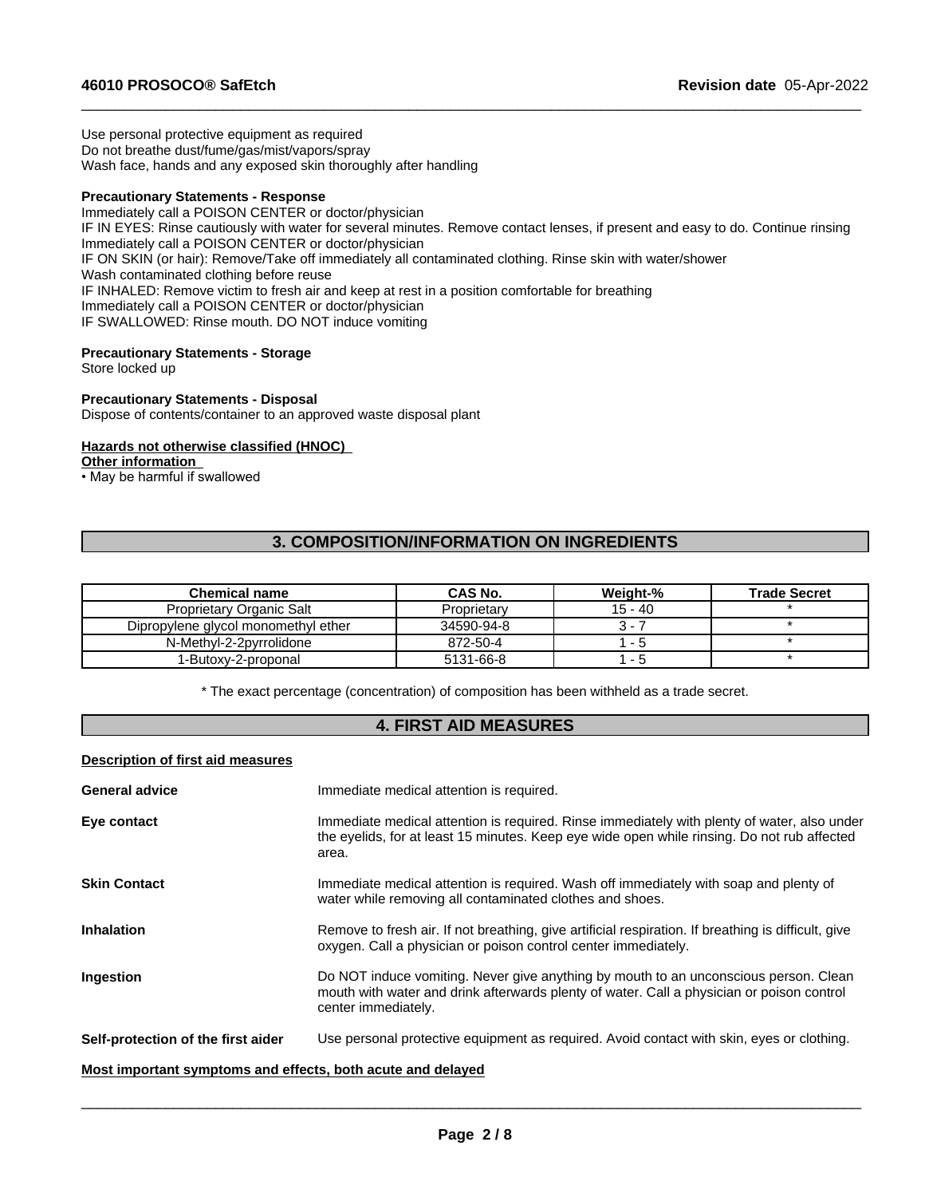Use personal protective equipment as required
Do not breathe dust/fume/gas/mist/vapors/spray
Wash face, hands and any exposed skin thoroughly after handling

**Precautionary Statements - Response**
Immediately call a POISON CENTER or doctor/physician
IF IN EYES: Rinse cautiously with water for several minutes. Remove contact lenses, if present and easy to do. Continue rinsing
Immediately call a POISON CENTER or doctor/physician
IF ON SKIN (or hair): Remove/Take off immediately all contaminated clothing. Rinse skin with water/shower
Wash contaminated clothing before reuse
IF INHALED: Remove victim to fresh air and keep at rest in a position comfortable for breathing
Immediately call a POISON CENTER or doctor/physician
IF SWALLOWED: Rinse mouth. DO NOT induce vomiting

**Precautionary Statements - Storage**
Store locked up

**Precautionary Statements - Disposal**
Dispose of contents/container to an approved waste disposal plant

**Hazards not otherwise classified (HNOC)**
**Other information**
• May be harmful if swallowed

## 3. COMPOSITION/INFORMATION ON INGREDIENTS

| Chemical name | CAS No. | Weight-% | Trade Secret |
|---|---|---|---|
| Proprietary Organic Salt | Proprietary | 15 - 40 | * |
| Dipropylene glycol monomethyl ether | 34590-94-8 | 3 - 7 | * |
| N-Methyl-2-2pyrrolidone | 872-50-4 | 1 - 5 | * |
| 1-Butoxy-2-proponal | 5131-66-8 | 1 - 5 | * |

* The exact percentage (concentration) of composition has been withheld as a trade secret.

## 4. FIRST AID MEASURES

**Description of first aid measures**

**General advice** Immediate medical attention is required.

**Eye contact** Immediate medical attention is required. Rinse immediately with plenty of water, also under the eyelids, for at least 15 minutes. Keep eye wide open while rinsing. Do not rub affected area.

**Skin Contact** Immediate medical attention is required. Wash off immediately with soap and plenty of water while removing all contaminated clothes and shoes.

**Inhalation** Remove to fresh air. If not breathing, give artificial respiration. If breathing is difficult, give oxygen. Call a physician or poison control center immediately.

**Ingestion** Do NOT induce vomiting. Never give anything by mouth to an unconscious person. Clean mouth with water and drink afterwards plenty of water. Call a physician or poison control center immediately.

**Self-protection of the first aider** Use personal protective equipment as required. Avoid contact with skin, eyes or clothing.

**Most important symptoms and effects, both acute and delayed**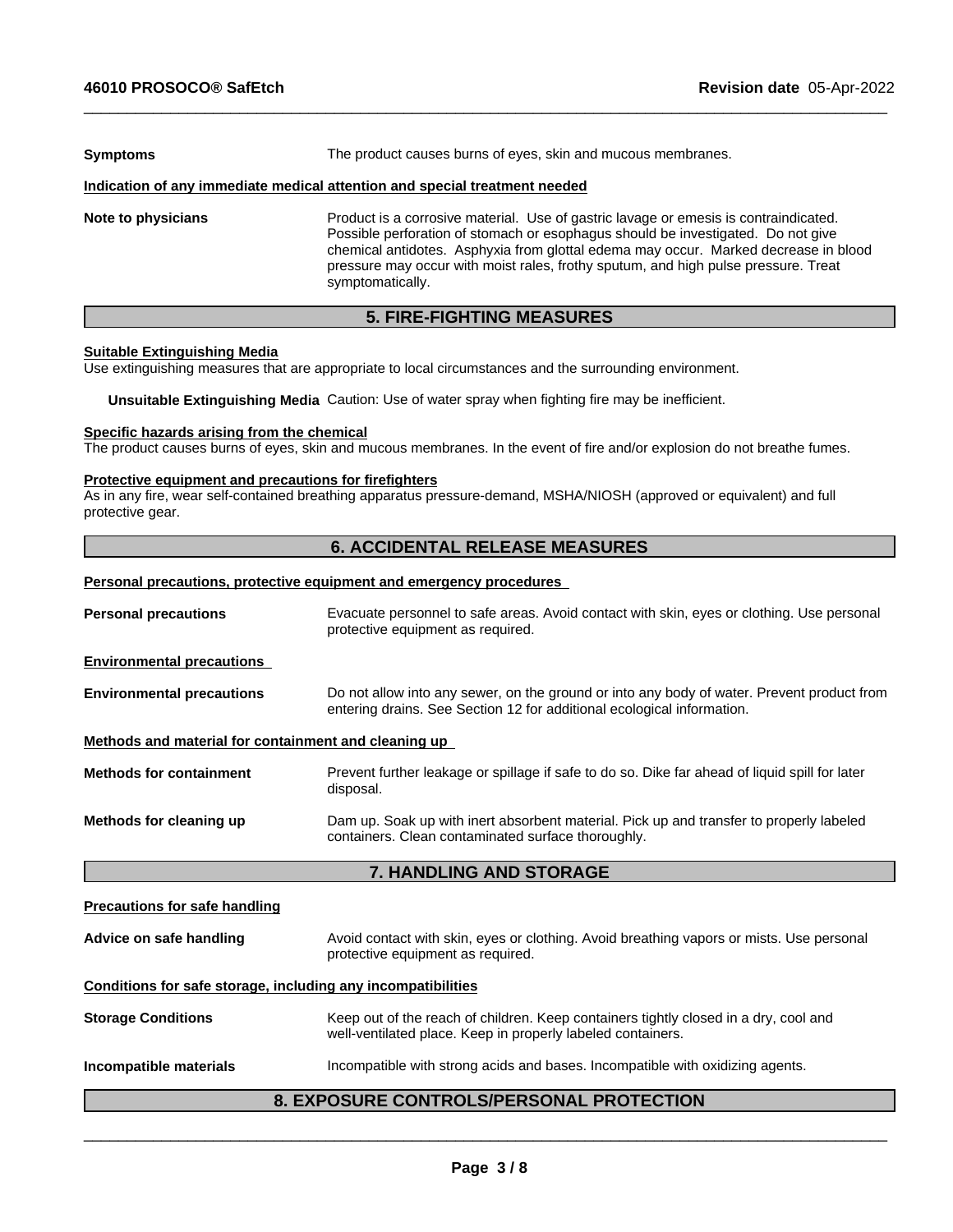**Symptoms** The product causes burns of eyes, skin and mucous membranes.

**Indication of any immediate medical attention and special treatment needed**

**Note to physicians** Product is a corrosive material. Use of gastric lavage or emesis is contraindicated. Possible perforation of stomach or esophagus should be investigated. Do not give chemical antidotes. Asphyxia from glottal edema may occur. Marked decrease in blood pressure may occur with moist rales, frothy sputum, and high pulse pressure. Treat symptomatically.

## 5. FIRE-FIGHTING MEASURES

**Suitable Extinguishing Media**

Use extinguishing measures that are appropriate to local circumstances and the surrounding environment.

**Unsuitable Extinguishing Media** Caution: Use of water spray when fighting fire may be inefficient.

**Specific hazards arising from the chemical**

The product causes burns of eyes, skin and mucous membranes. In the event of fire and/or explosion do not breathe fumes.

**Protective equipment and precautions for firefighters**

As in any fire, wear self-contained breathing apparatus pressure-demand, MSHA/NIOSH (approved or equivalent) and full protective gear.

## 6. ACCIDENTAL RELEASE MEASURES

**Personal precautions, protective equipment and emergency procedures**

**Personal precautions** Evacuate personnel to safe areas. Avoid contact with skin, eyes or clothing. Use personal protective equipment as required.

**Environmental precautions**

**Environmental precautions** Do not allow into any sewer, on the ground or into any body of water. Prevent product from entering drains. See Section 12 for additional ecological information.

**Methods and material for containment and cleaning up**

**Methods for containment** Prevent further leakage or spillage if safe to do so. Dike far ahead of liquid spill for later disposal.

**Methods for cleaning up** Dam up. Soak up with inert absorbent material. Pick up and transfer to properly labeled containers. Clean contaminated surface thoroughly.

## 7. HANDLING AND STORAGE

**Precautions for safe handling**

**Advice on safe handling** Avoid contact with skin, eyes or clothing. Avoid breathing vapors or mists. Use personal protective equipment as required.

**Conditions for safe storage, including any incompatibilities**

**Storage Conditions** Keep out of the reach of children. Keep containers tightly closed in a dry, cool and well-ventilated place. Keep in properly labeled containers.

**Incompatible materials** Incompatible with strong acids and bases. Incompatible with oxidizing agents.

## 8. EXPOSURE CONTROLS/PERSONAL PROTECTION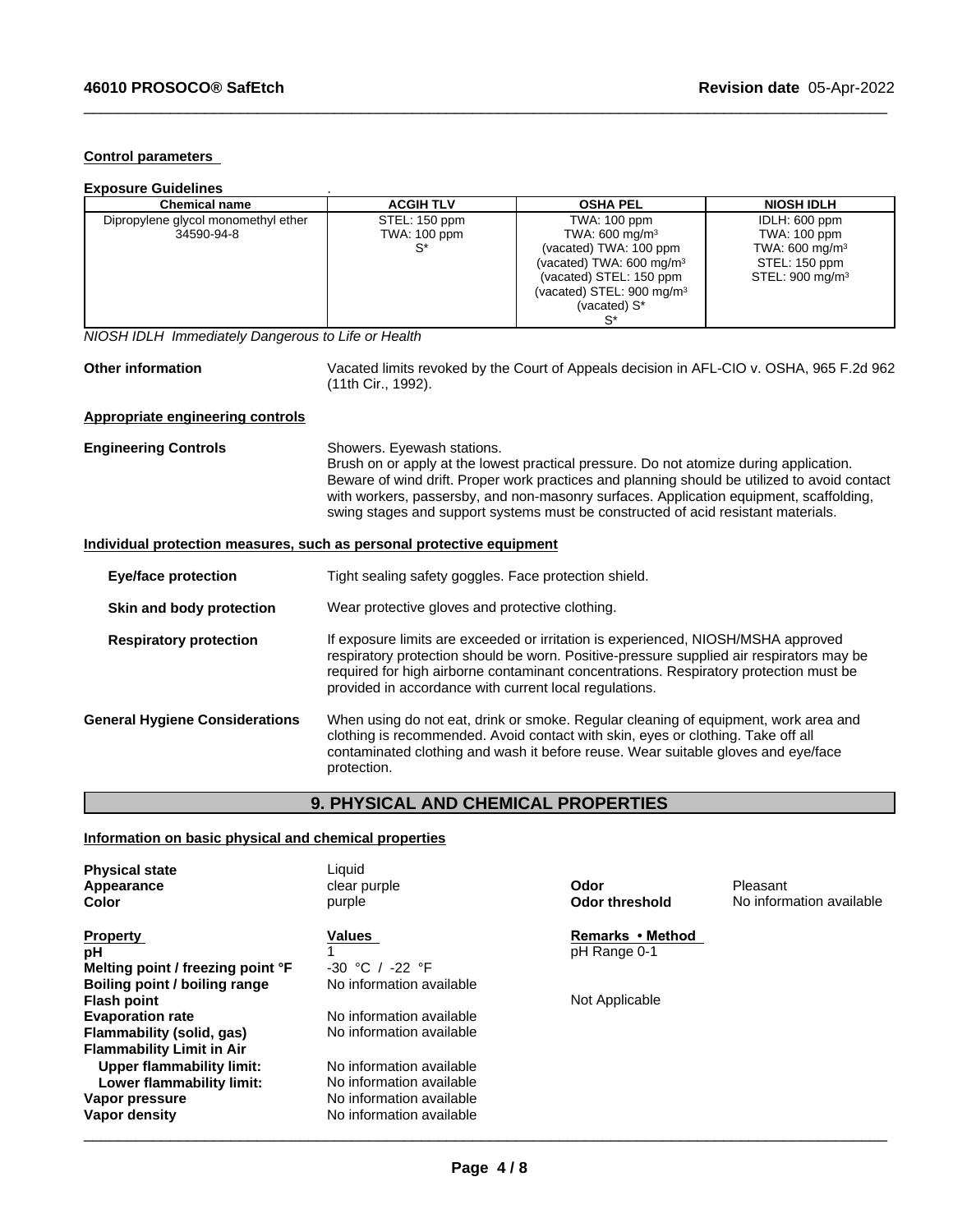**Control parameters**

**Exposure Guidelines** .

| Chemical name | ACGIH TLV | OSHA PEL | NIOSH IDLH |
|---|---|---|---|
| Dipropylene glycol monomethyl ether<br>34590-94-8 | STEL: 150 ppm<br>TWA: 100 ppm<br>S* | TWA: 100 ppm<br>TWA: 600 mg/m³<br>(vacated) TWA: 100 ppm<br>(vacated) TWA: 600 mg/m³<br>(vacated) STEL: 150 ppm<br>(vacated) STEL: 900 mg/m³<br>(vacated) S*<br>S* | IDLH: 600 ppm<br>TWA: 100 ppm<br>TWA: 600 mg/m³<br>STEL: 150 ppm<br>STEL: 900 mg/m³ |

*NIOSH IDLH Immediately Dangerous to Life or Health*

**Other information** Vacated limits revoked by the Court of Appeals decision in AFL-CIO v. OSHA, 965 F.2d 962 (11th Cir., 1992).

**Appropriate engineering controls**

**Engineering Controls** Showers. Eyewash stations.
Brush on or apply at the lowest practical pressure. Do not atomize during application. Beware of wind drift. Proper work practices and planning should be utilized to avoid contact with workers, passersby, and non-masonry surfaces. Application equipment, scaffolding, swing stages and support systems must be constructed of acid resistant materials.

**Individual protection measures, such as personal protective equipment**

**Eye/face protection** Tight sealing safety goggles. Face protection shield.

**Skin and body protection** Wear protective gloves and protective clothing.

**Respiratory protection** If exposure limits are exceeded or irritation is experienced, NIOSH/MSHA approved respiratory protection should be worn. Positive-pressure supplied air respirators may be required for high airborne contaminant concentrations. Respiratory protection must be provided in accordance with current local regulations.

**General Hygiene Considerations** When using do not eat, drink or smoke. Regular cleaning of equipment, work area and clothing is recommended. Avoid contact with skin, eyes or clothing. Take off all contaminated clothing and wash it before reuse. Wear suitable gloves and eye/face protection.

## 9. PHYSICAL AND CHEMICAL PROPERTIES

**Information on basic physical and chemical properties**

**Physical state** Liquid
**Appearance** clear purple
**Color** purple
**Odor** Pleasant
**Odor threshold** No information available

| Property | Values | Remarks • Method |
|---|---|---|
| **pH** | 1 | pH Range 0-1 |
| **Melting point / freezing point °F** | -30 °C / -22 °F | |
| **Boiling point / boiling range** | No information available | |
| **Flash point** | | Not Applicable |
| **Evaporation rate** | No information available | |
| **Flammability (solid, gas)** | No information available | |
| **Flammability Limit in Air** | | |
| **Upper flammability limit:** | No information available | |
| **Lower flammability limit:** | No information available | |
| **Vapor pressure** | No information available | |
| **Vapor density** | No information available | |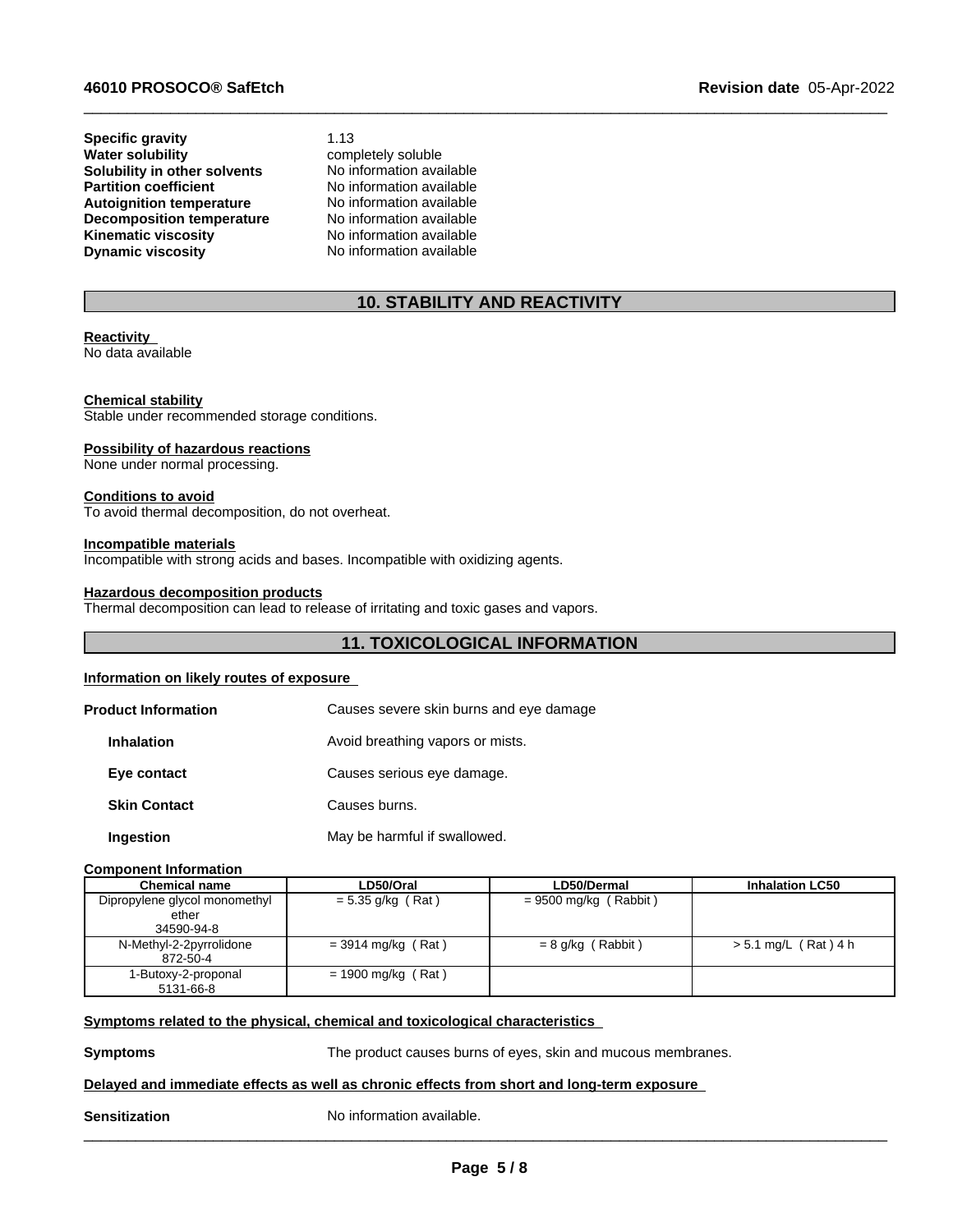| | |
|---|---|
| **Specific gravity** | 1.13 |
| **Water solubility** | completely soluble |
| **Solubility in other solvents** | No information available |
| **Partition coefficient** | No information available |
| **Autoignition temperature** | No information available |
| **Decomposition temperature** | No information available |
| **Kinematic viscosity** | No information available |
| **Dynamic viscosity** | No information available |

## 10. STABILITY AND REACTIVITY

**Reactivity**
No data available

**Chemical stability**
Stable under recommended storage conditions.

**Possibility of hazardous reactions**
None under normal processing.

**Conditions to avoid**
To avoid thermal decomposition, do not overheat.

**Incompatible materials**
Incompatible with strong acids and bases. Incompatible with oxidizing agents.

**Hazardous decomposition products**
Thermal decomposition can lead to release of irritating and toxic gases and vapors.

## 11. TOXICOLOGICAL INFORMATION

**Information on likely routes of exposure**

| | |
|---|---|
| **Product Information** | Causes severe skin burns and eye damage |
| **Inhalation** | Avoid breathing vapors or mists. |
| **Eye contact** | Causes serious eye damage. |
| **Skin Contact** | Causes burns. |
| **Ingestion** | May be harmful if swallowed. |

**Component Information**

| Chemical name | LD50/Oral | LD50/Dermal | Inhalation LC50 |
|---|---|---|---|
| Dipropylene glycol monomethyl ether 34590-94-8 | = 5.35 g/kg ( Rat ) | = 9500 mg/kg ( Rabbit ) | |
| N-Methyl-2-2pyrrolidone 872-50-4 | = 3914 mg/kg ( Rat ) | = 8 g/kg ( Rabbit ) | > 5.1 mg/L ( Rat ) 4 h |
| 1-Butoxy-2-proponal 5131-66-8 | = 1900 mg/kg ( Rat ) | | |

**Symptoms related to the physical, chemical and toxicological characteristics**

**Symptoms** The product causes burns of eyes, skin and mucous membranes.

**Delayed and immediate effects as well as chronic effects from short and long-term exposure**

**Sensitization** No information available.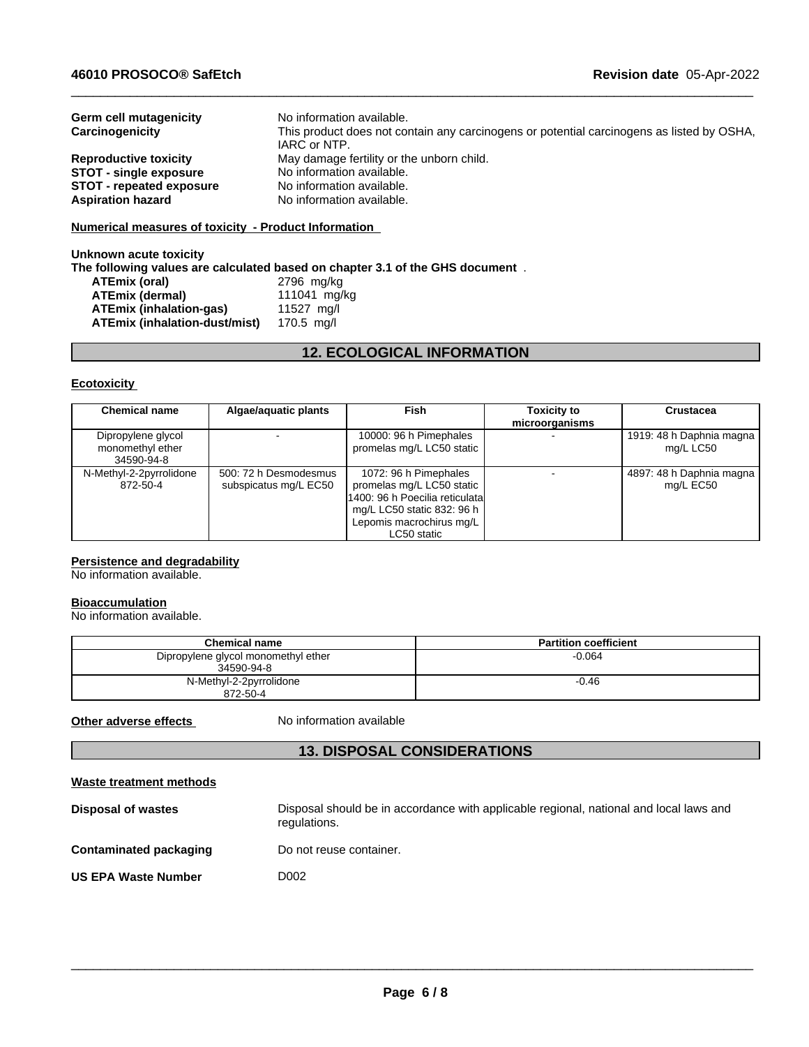**Germ cell mutagenicity** No information available.

**Carcinogenicity** This product does not contain any carcinogens or potential carcinogens as listed by OSHA, IARC or NTP.

**Reproductive toxicity** May damage fertility or the unborn child.

**STOT - single exposure** No information available.

**STOT - repeated exposure** No information available.

**Aspiration hazard** No information available.

**Numerical measures of toxicity - Product Information**

**Unknown acute toxicity**

**The following values are calculated based on chapter 3.1 of the GHS document** .

| | |
|---|---|
| **ATEmix (oral)** | 2796 mg/kg |
| **ATEmix (dermal)** | 111041 mg/kg |
| **ATEmix (inhalation-gas)** | 11527 mg/l |
| **ATEmix (inhalation-dust/mist)** | 170.5 mg/l |

## 12. ECOLOGICAL INFORMATION

**Ecotoxicity**

| Chemical name | Algae/aquatic plants | Fish | Toxicity to microorganisms | Crustacea |
|---|---|---|---|---|
| Dipropylene glycol monomethyl ether 34590-94-8 | - | 10000: 96 h Pimephales promelas mg/L LC50 static | - | 1919: 48 h Daphnia magna mg/L LC50 |
| N-Methyl-2-2pyrrolidone 872-50-4 | 500: 72 h Desmodesmus subspicatus mg/L EC50 | 1072: 96 h Pimephales promelas mg/L LC50 static 1400: 96 h Poecilia reticulata mg/L LC50 static 832: 96 h Lepomis macrochirus mg/L LC50 static | - | 4897: 48 h Daphnia magna mg/L EC50 |

**Persistence and degradability**

No information available.

**Bioaccumulation**

No information available.

| Chemical name | Partition coefficient |
|---|---|
| Dipropylene glycol monomethyl ether 34590-94-8 | -0.064 |
| N-Methyl-2-2pyrrolidone 872-50-4 | -0.46 |

**Other adverse effects** No information available

## 13. DISPOSAL CONSIDERATIONS

**Waste treatment methods**

**Disposal of wastes** Disposal should be in accordance with applicable regional, national and local laws and regulations.

**Contaminated packaging** Do not reuse container.

**US EPA Waste Number** D002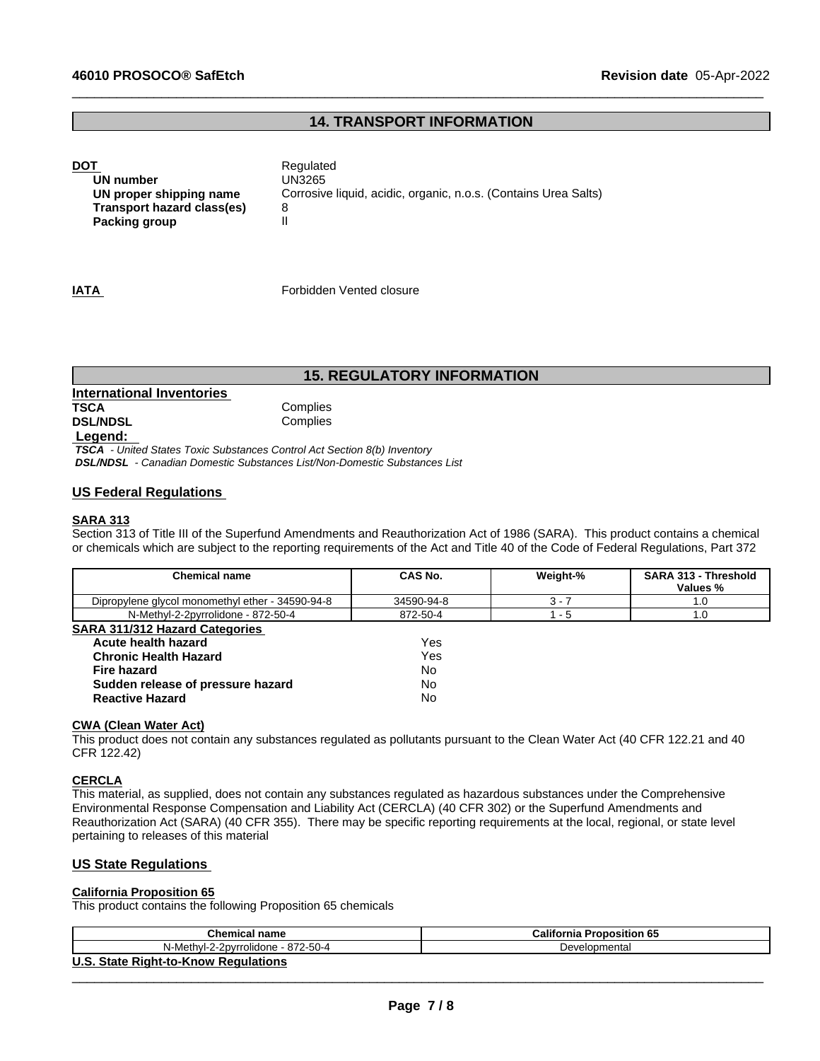## 14. TRANSPORT INFORMATION

**DOT** Regulated

**UN number** UN3265
**UN proper shipping name** Corrosive liquid, acidic, organic, n.o.s. (Contains Urea Salts)
**Transport hazard class(es)** 8
**Packing group** II

**IATA** Forbidden Vented closure

## 15. REGULATORY INFORMATION

**International Inventories**

**TSCA** Complies
**DSL/NDSL** Complies

**Legend:**

***TSCA*** *- United States Toxic Substances Control Act Section 8(b) Inventory*
***DSL/NDSL*** *- Canadian Domestic Substances List/Non-Domestic Substances List*

### US Federal Regulations

**SARA 313**

Section 313 of Title III of the Superfund Amendments and Reauthorization Act of 1986 (SARA). This product contains a chemical or chemicals which are subject to the reporting requirements of the Act and Title 40 of the Code of Federal Regulations, Part 372

| Chemical name | CAS No. | Weight-% | SARA 313 - Threshold Values % |
|---|---|---|---|
| Dipropylene glycol monomethyl ether - 34590-94-8 | 34590-94-8 | 3 - 7 | 1.0 |
| N-Methyl-2-2pyrrolidone - 872-50-4 | 872-50-4 | 1 - 5 | 1.0 |

**SARA 311/312 Hazard Categories**

| | |
|---|---|
| **Acute health hazard** | Yes |
| **Chronic Health Hazard** | Yes |
| **Fire hazard** | No |
| **Sudden release of pressure hazard** | No |
| **Reactive Hazard** | No |

**CWA (Clean Water Act)**

This product does not contain any substances regulated as pollutants pursuant to the Clean Water Act (40 CFR 122.21 and 40 CFR 122.42)

**CERCLA**

This material, as supplied, does not contain any substances regulated as hazardous substances under the Comprehensive Environmental Response Compensation and Liability Act (CERCLA) (40 CFR 302) or the Superfund Amendments and Reauthorization Act (SARA) (40 CFR 355). There may be specific reporting requirements at the local, regional, or state level pertaining to releases of this material

### US State Regulations

**California Proposition 65**

This product contains the following Proposition 65 chemicals

| Chemical name | California Proposition 65 |
|---|---|
| N-Methyl-2-2pyrrolidone - 872-50-4 | Developmental |

**U.S. State Right-to-Know Regulations**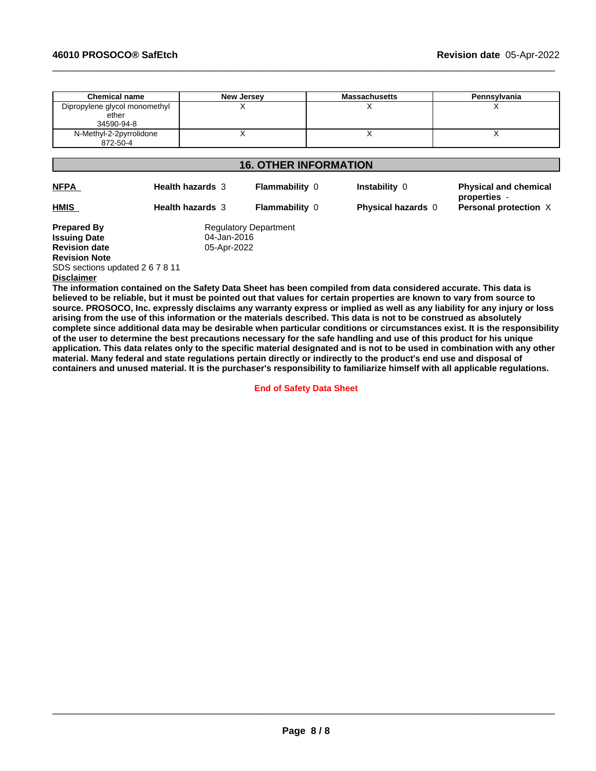| Chemical name | New Jersey | Massachusetts | Pennsylvania |
| --- | --- | --- | --- |
| Dipropylene glycol monomethyl ether 34590-94-8 | X | X | X |
| N-Methyl-2-2pyrrolidone 872-50-4 | X | X | X |

## 16. OTHER INFORMATION

| | | | | |
| --- | --- | --- | --- | --- |
| **NFPA** | **Health hazards** 3 | **Flammability** 0 | **Instability** 0 | **Physical and chemical properties** - |
| **HMIS** | **Health hazards** 3 | **Flammability** 0 | **Physical hazards** 0 | **Personal protection** X |

**Prepared By** Regulatory Department
**Issuing Date** 04-Jan-2016
**Revision date** 05-Apr-2022
**Revision Note**
SDS sections updated 2 6 7 8 11

**Disclaimer**

**The information contained on the Safety Data Sheet has been compiled from data considered accurate. This data is believed to be reliable, but it must be pointed out that values for certain properties are known to vary from source to source. PROSOCO, Inc. expressly disclaims any warranty express or implied as well as any liability for any injury or loss arising from the use of this information or the materials described. This data is not to be construed as absolutely complete since additional data may be desirable when particular conditions or circumstances exist. It is the responsibility of the user to determine the best precautions necessary for the safe handling and use of this product for his unique application. This data relates only to the specific material designated and is not to be used in combination with any other material. Many federal and state regulations pertain directly or indirectly to the product's end use and disposal of containers and unused material. It is the purchaser's responsibility to familiarize himself with all applicable regulations.**

**End of Safety Data Sheet**